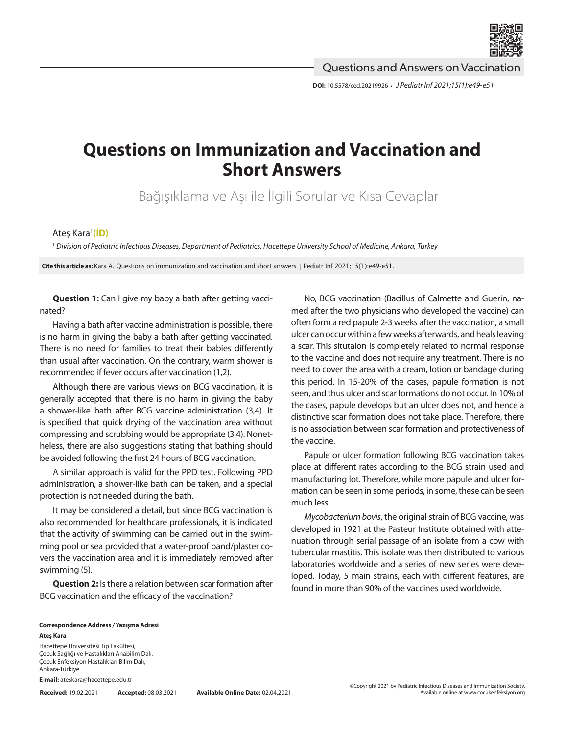Questions and Answers on Vaccination

**DOI:** 10.5578/ced.20219926 • *J Pediatr Inf 2021;15(1):e49-e51*

# Questions on Immunization and Vaccination and Short Answers

Bağışıklama ve Aşı ile İlgili Sorular ve Kısa Cevaplar

Ateş Kara[1]

[1] *Division of Pediatric Infectious Diseases, Department of Pediatrics, Hacettepe University School of Medicine, Ankara, Turkey*

**Cite this article as:** Kara A. Questions on immunization and vaccination and short answers. J Pediatr Inf 2021;15(1):e49-e51.

**Question 1:** Can I give my baby a bath after getting vaccinated?

Having a bath after vaccine administration is possible, there is no harm in giving the baby a bath after getting vaccinated. There is no need for families to treat their babies differently than usual after vaccination. On the contrary, warm shower is recommended if fever occurs after vaccination (1,2).

Although there are various views on BCG vaccination, it is generally accepted that there is no harm in giving the baby a shower-like bath after BCG vaccine administration (3,4). It is specified that quick drying of the vaccination area without compressing and scrubbing would be appropriate (3,4). Nonetheless, there are also suggestions stating that bathing should be avoided following the first 24 hours of BCG vaccination.

A similar approach is valid for the PPD test. Following PPD administration, a shower-like bath can be taken, and a special protection is not needed during the bath.

It may be considered a detail, but since BCG vaccination is also recommended for healthcare professionals, it is indicated that the activity of swimming can be carried out in the swimming pool or sea provided that a water-proof band/plaster covers the vaccination area and it is immediately removed after swimming (5).

**Question 2:** Is there a relation between scar formation after BCG vaccination and the efficacy of the vaccination?

No, BCG vaccination (Bacillus of Calmette and Guerin, named after the two physicians who developed the vaccine) can often form a red papule 2-3 weeks after the vaccination, a small ulcer can occur within a few weeks afterwards, and heals leaving a scar. This situtaion is completely related to normal response to the vaccine and does not require any treatment. There is no need to cover the area with a cream, lotion or bandage during this period. In 15-20% of the cases, papule formation is not seen, and thus ulcer and scar formations do not occur. In 10% of the cases, papule develops but an ulcer does not, and hence a distinctive scar formation does not take place. Therefore, there is no association between scar formation and protectiveness of the vaccine.

Papule or ulcer formation following BCG vaccination takes place at different rates according to the BCG strain used and manufacturing lot. Therefore, while more papule and ulcer formation can be seen in some periods, in some, these can be seen much less.

*Mycobacterium bovis*, the original strain of BCG vaccine, was developed in 1921 at the Pasteur Institute obtained with attenuation through serial passage of an isolate from a cow with tubercular mastitis. This isolate was then distributed to various laboratories worldwide and a series of new series were developed. Today, 5 main strains, each with different features, are found in more than 90% of the vaccines used worldwide.

**Correspondence Address / Yazışma Adresi**
**Ateş Kara**
Hacettepe Üniversitesi Tıp Fakültesi,
Çocuk Sağlığı ve Hastalıkları Anabilim Dalı,
Çocuk Enfeksiyon Hastalıkları Bilim Dalı,
Ankara-Türkiye
**E-mail:** ateskara@hacettepe.edu.tr

**Received:** 19.02.2021 **Accepted:** 08.03.2021 **Available Online Date:** 02.04.2021

©Copyright 2021 by Pediatric Infectious Diseases and Immunization Society.
Available online at www.cocukenfeksiyon.org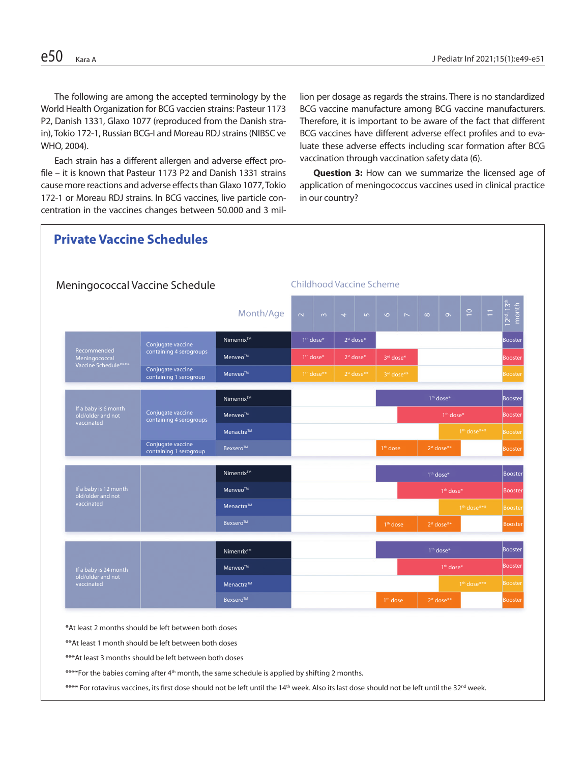The following are among the accepted terminology by the World Health Organization for BCG vaccien strains: Pasteur 1173 P2, Danish 1331, Glaxo 1077 (reproduced from the Danish strain), Tokio 172-1, Russian BCG-I and Moreau RDJ strains (NIBSC ve WHO, 2004).

Each strain has a different allergen and adverse effect profile – it is known that Pasteur 1173 P2 and Danish 1331 strains cause more reactions and adverse effects than Glaxo 1077, Tokio 172-1 or Moreau RDJ strains. In BCG vaccines, live particle concentration in the vaccines changes between 50.000 and 3 million per dosage as regards the strains. There is no standardized BCG vaccine manufacture among BCG vaccine manufacturers. Therefore, it is important to be aware of the fact that different BCG vaccines have different adverse effect profiles and to evaluate these adverse effects including scar formation after BCG vaccination through vaccination safety data (6).

**Question 3:** How can we summarize the licensed age of application of meningococcus vaccines used in clinical practice in our country?

## Private Vaccine Schedules

### Meningococcal Vaccine Schedule

Childhood Vaccine Scheme

| | | Month/Age | 2 | 3 | 4 | 5 | 6 | 7 | 8 | 9 | 10 | 11 | 12nd-13th month |
|---|---|---|---|---|---|---|---|---|---|---|---|---|---|
| Recommended Meningococcal Vaccine Schedule**** | Conjugate vaccine containing 4 serogroups | Nimenrix™ | 1th dose* | | 2d dose* | | | | | | | | Booster |
| | | Menveo™ | 1th dose* | | 2d dose* | | 3rd dose* | | | | | | Booster |
| | Conjugate vaccine containing 1 serogroup | Menveo™ | 1th dose** | | 2d dose** | | 3rd dose** | | | | | | Booster |
| If a baby is 6 month old/older and not vaccinated | Conjugate vaccine containing 4 serogroups | Nimenrix™ | | | | | 1th dose* | | | | | | Booster |
| | | Menveo™ | | | | | | 1th dose* | | | | | Booster |
| | | Menactra™ | | | | | | | | 1th dose*** | | | Booster |
| | Conjugate vaccine containing 1 serogroup | Bexsero™ | | | | | 1th dose | | 2st dose** | | | | Booster |
| If a baby is 12 month old/older and not vaccinated | | Nimenrix™ | | | | | 1th dose* | | | | | | Booster |
| | | Menveo™ | | | | | | 1th dose* | | | | | Booster |
| | | Menactra™ | | | | | | | | 1th dose*** | | | Booster |
| | | Bexsero™ | | | | | 1th dose | | 2st dose** | | | | Booster |
| If a baby is 24 month old/older and not vaccinated | | Nimenrix™ | | | | | 1th dose* | | | | | | Booster |
| | | Menveo™ | | | | | | 1th dose* | | | | | Booster |
| | | Menactra™ | | | | | | | | 1th dose*** | | | Booster |
| | | Bexsero™ | | | | | 1th dose | | 2st dose** | | | | Booster |

*At least 2 months should be left between both doses

**At least 1 month should be left between both doses

***At least 3 months should be left between both doses

****For the babies coming after 4th month, the same schedule is applied by shifting 2 months.

**** For rotavirus vaccines, its first dose should not be left until the 14th week. Also its last dose should not be left until the 32nd week.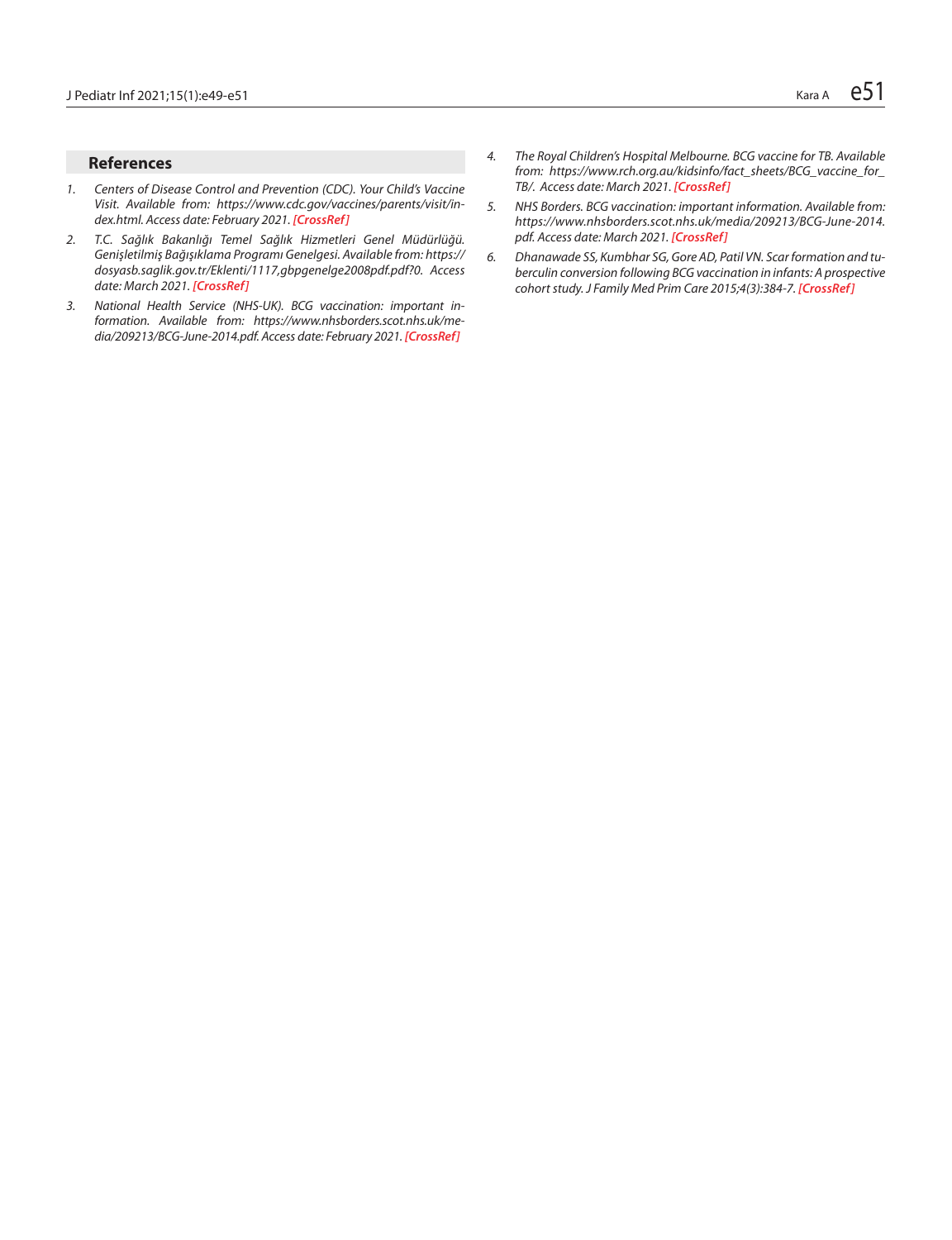## References

1. *Centers of Disease Control and Prevention (CDC). Your Child's Vaccine Visit. Available from: https://www.cdc.gov/vaccines/parents/visit/index.html. Access date: February 2021.* **[CrossRef]**
2. *T.C. Sağlık Bakanlığı Temel Sağlık Hizmetleri Genel Müdürlüğü. Genişletilmiş Bağışıklama Programı Genelgesi. Available from: https://dosyasb.saglik.gov.tr/Eklenti/1117,gbpgenelge2008pdf.pdf?0. Access date: March 2021.* **[CrossRef]**
3. *National Health Service (NHS-UK). BCG vaccination: important information. Available from: https://www.nhsborders.scot.nhs.uk/media/209213/BCG-June-2014.pdf. Access date: February 2021.* **[CrossRef]**
4. *The Royal Children's Hospital Melbourne. BCG vaccine for TB. Available from: https://www.rch.org.au/kidsinfo/fact_sheets/BCG_vaccine_for_TB/. Access date: March 2021.* **[CrossRef]**
5. *NHS Borders. BCG vaccination: important information. Available from: https://www.nhsborders.scot.nhs.uk/media/209213/BCG-June-2014.pdf. Access date: March 2021.* **[CrossRef]**
6. *Dhanawade SS, Kumbhar SG, Gore AD, Patil VN. Scar formation and tuberculin conversion following BCG vaccination in infants: A prospective cohort study. J Family Med Prim Care 2015;4(3):384-7.* **[CrossRef]**